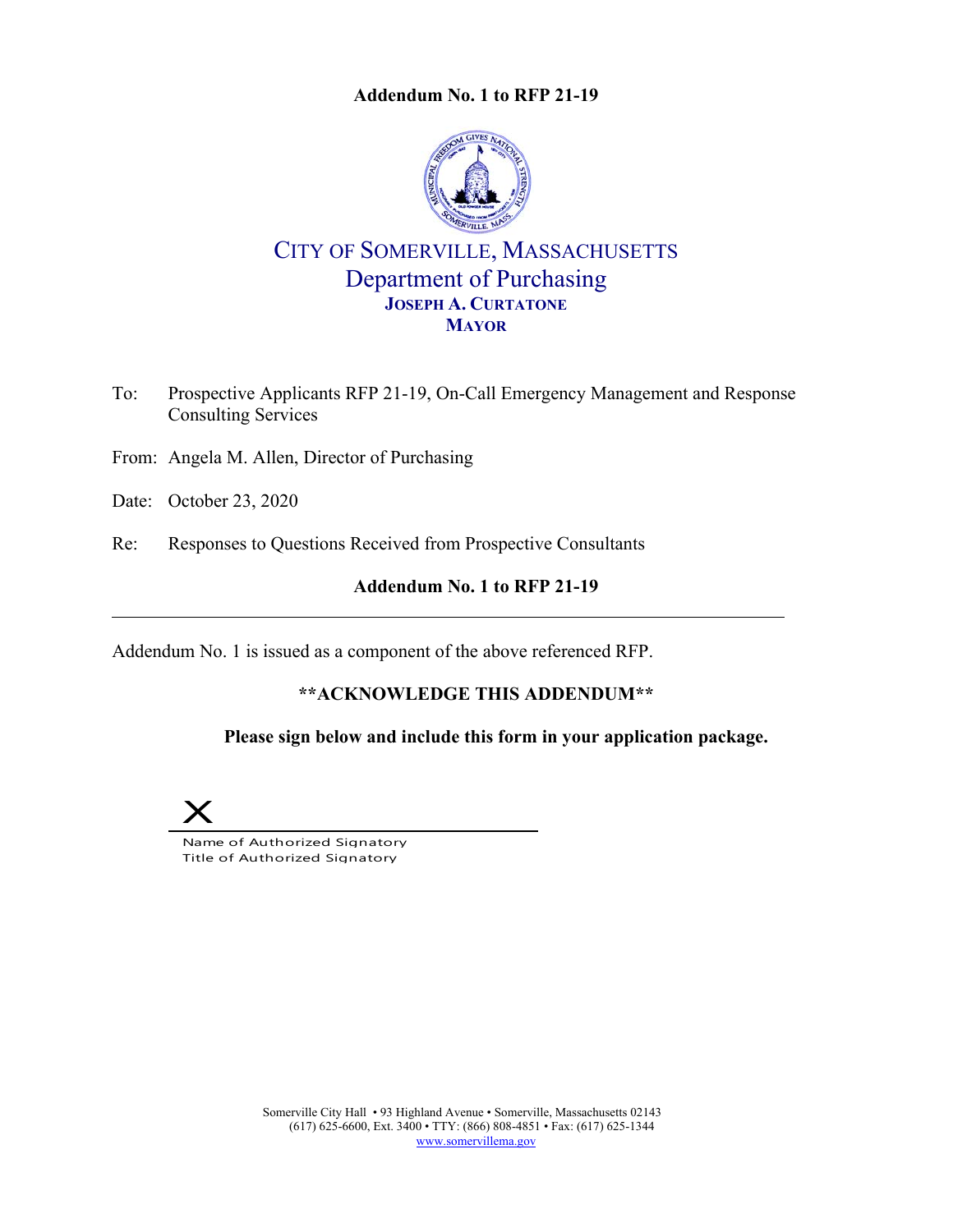**Addendum No. 1 to RFP 21-19**

CITY OF SOMERVILLE, MASSACHUSETTS
Department of Purchasing
**JOSEPH A. CURTATONE**
**MAYOR**

To: Prospective Applicants RFP 21-19, On-Call Emergency Management and Response Consulting Services

From: Angela M. Allen, Director of Purchasing

Date: October 23, 2020

Re: Responses to Questions Received from Prospective Consultants

**Addendum No. 1 to RFP 21-19**

---

Addendum No. 1 is issued as a component of the above referenced RFP.

**\*\*ACKNOWLEDGE THIS ADDENDUM\*\***

**Please sign below and include this form in your application package.**

X ______________________________________

Name of Authorized Signatory
Title of Authorized Signatory

Somerville City Hall • 93 Highland Avenue • Somerville, Massachusetts 02143
(617) 625-6600, Ext. 3400 • TTY: (866) 808-4851 • Fax: (617) 625-1344
www.somervillema.gov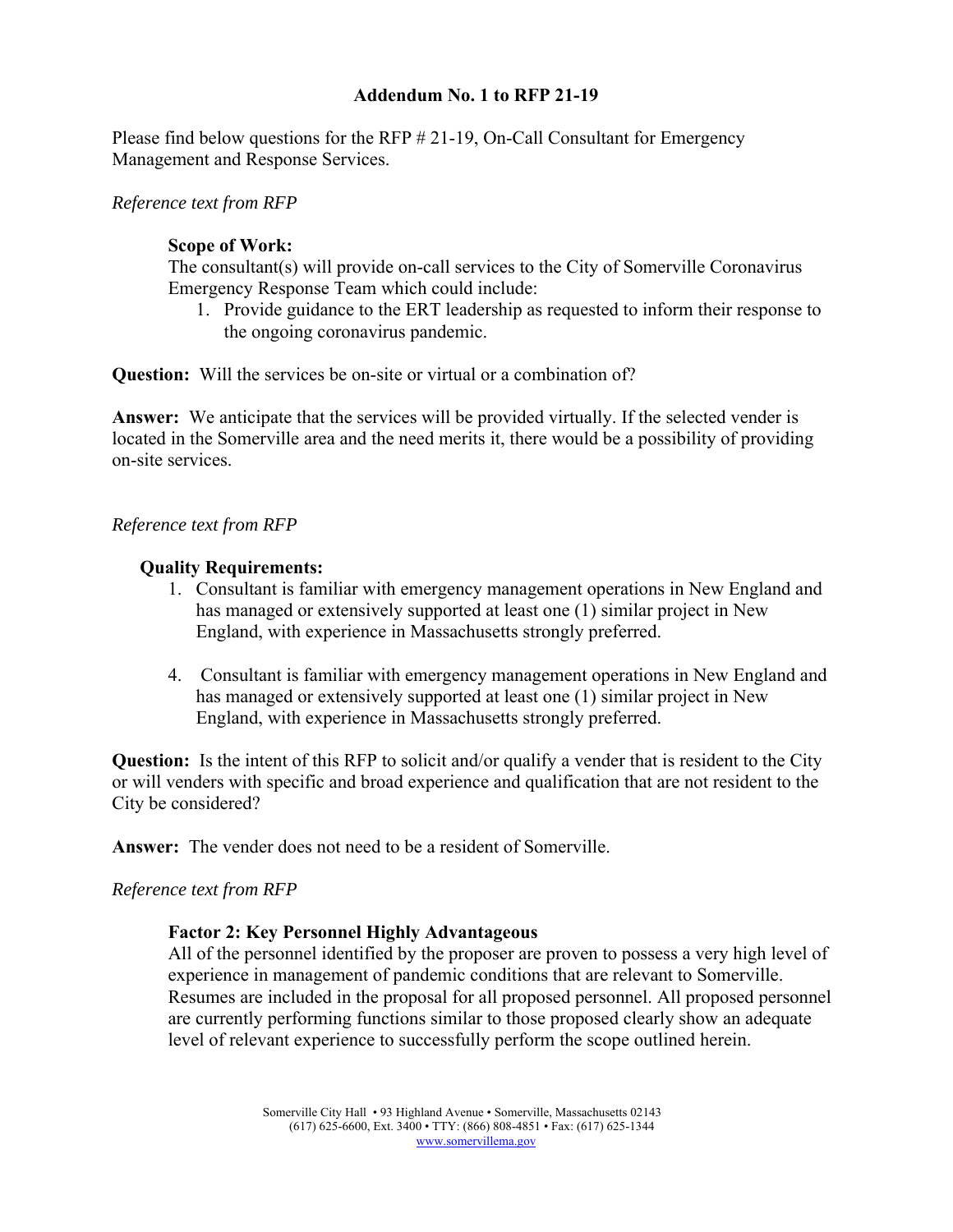**Addendum No. 1 to RFP 21-19**

Please find below questions for the RFP # 21-19, On-Call Consultant for Emergency Management and Response Services.

*Reference text from RFP*

> **Scope of Work:**
> The consultant(s) will provide on-call services to the City of Somerville Coronavirus Emergency Response Team which could include:
> 1. Provide guidance to the ERT leadership as requested to inform their response to the ongoing coronavirus pandemic.

**Question:** Will the services be on-site or virtual or a combination of?

**Answer:** We anticipate that the services will be provided virtually. If the selected vender is located in the Somerville area and the need merits it, there would be a possibility of providing on-site services.

*Reference text from RFP*

> **Quality Requirements:**
> 1. Consultant is familiar with emergency management operations in New England and has managed or extensively supported at least one (1) similar project in New England, with experience in Massachusetts strongly preferred.
>
> 4. Consultant is familiar with emergency management operations in New England and has managed or extensively supported at least one (1) similar project in New England, with experience in Massachusetts strongly preferred.

**Question:** Is the intent of this RFP to solicit and/or qualify a vender that is resident to the City or will venders with specific and broad experience and qualification that are not resident to the City be considered?

**Answer:** The vender does not need to be a resident of Somerville.

*Reference text from RFP*

> **Factor 2: Key Personnel Highly Advantageous**
> All of the personnel identified by the proposer are proven to possess a very high level of experience in management of pandemic conditions that are relevant to Somerville. Resumes are included in the proposal for all proposed personnel. All proposed personnel are currently performing functions similar to those proposed clearly show an adequate level of relevant experience to successfully perform the scope outlined herein.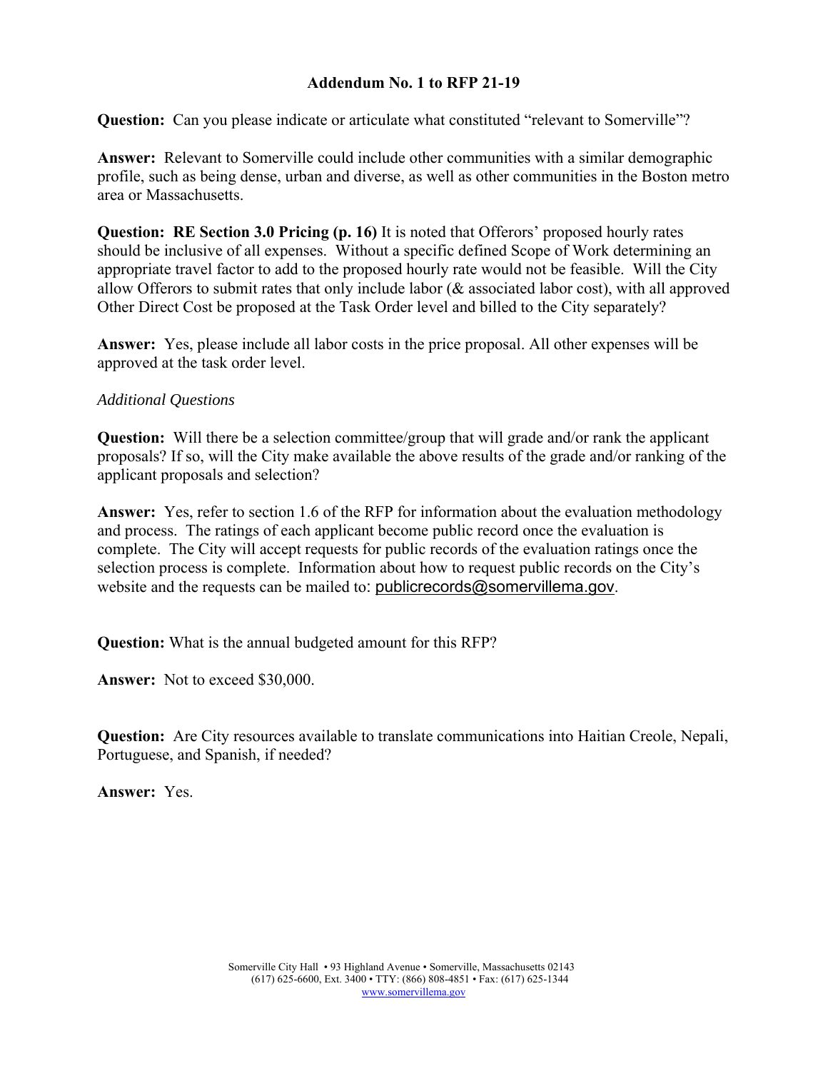# Addendum No. 1 to RFP 21-19

**Question:** Can you please indicate or articulate what constituted "relevant to Somerville"?

**Answer:** Relevant to Somerville could include other communities with a similar demographic profile, such as being dense, urban and diverse, as well as other communities in the Boston metro area or Massachusetts.

**Question: RE Section 3.0 Pricing (p. 16)** It is noted that Offerors' proposed hourly rates should be inclusive of all expenses. Without a specific defined Scope of Work determining an appropriate travel factor to add to the proposed hourly rate would not be feasible. Will the City allow Offerors to submit rates that only include labor (& associated labor cost), with all approved Other Direct Cost be proposed at the Task Order level and billed to the City separately?

**Answer:** Yes, please include all labor costs in the price proposal. All other expenses will be approved at the task order level.

*Additional Questions*

**Question:** Will there be a selection committee/group that will grade and/or rank the applicant proposals? If so, will the City make available the above results of the grade and/or ranking of the applicant proposals and selection?

**Answer:** Yes, refer to section 1.6 of the RFP for information about the evaluation methodology and process. The ratings of each applicant become public record once the evaluation is complete. The City will accept requests for public records of the evaluation ratings once the selection process is complete. Information about how to request public records on the City's website and the requests can be mailed to: publicrecords@somervillema.gov.

**Question:** What is the annual budgeted amount for this RFP?

**Answer:** Not to exceed $30,000.

**Question:** Are City resources available to translate communications into Haitian Creole, Nepali, Portuguese, and Spanish, if needed?

**Answer:** Yes.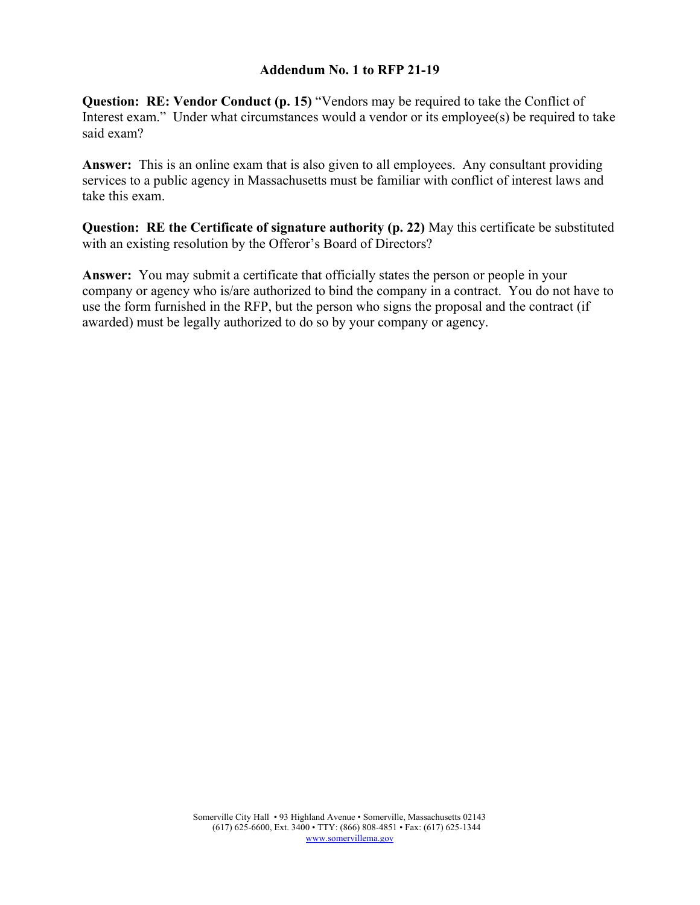**Addendum No. 1 to RFP 21-19**

**Question: RE: Vendor Conduct (p. 15)** "Vendors may be required to take the Conflict of Interest exam." Under what circumstances would a vendor or its employee(s) be required to take said exam?

**Answer:** This is an online exam that is also given to all employees. Any consultant providing services to a public agency in Massachusetts must be familiar with conflict of interest laws and take this exam.

**Question: RE the Certificate of signature authority (p. 22)** May this certificate be substituted with an existing resolution by the Offeror's Board of Directors?

**Answer:** You may submit a certificate that officially states the person or people in your company or agency who is/are authorized to bind the company in a contract. You do not have to use the form furnished in the RFP, but the person who signs the proposal and the contract (if awarded) must be legally authorized to do so by your company or agency.